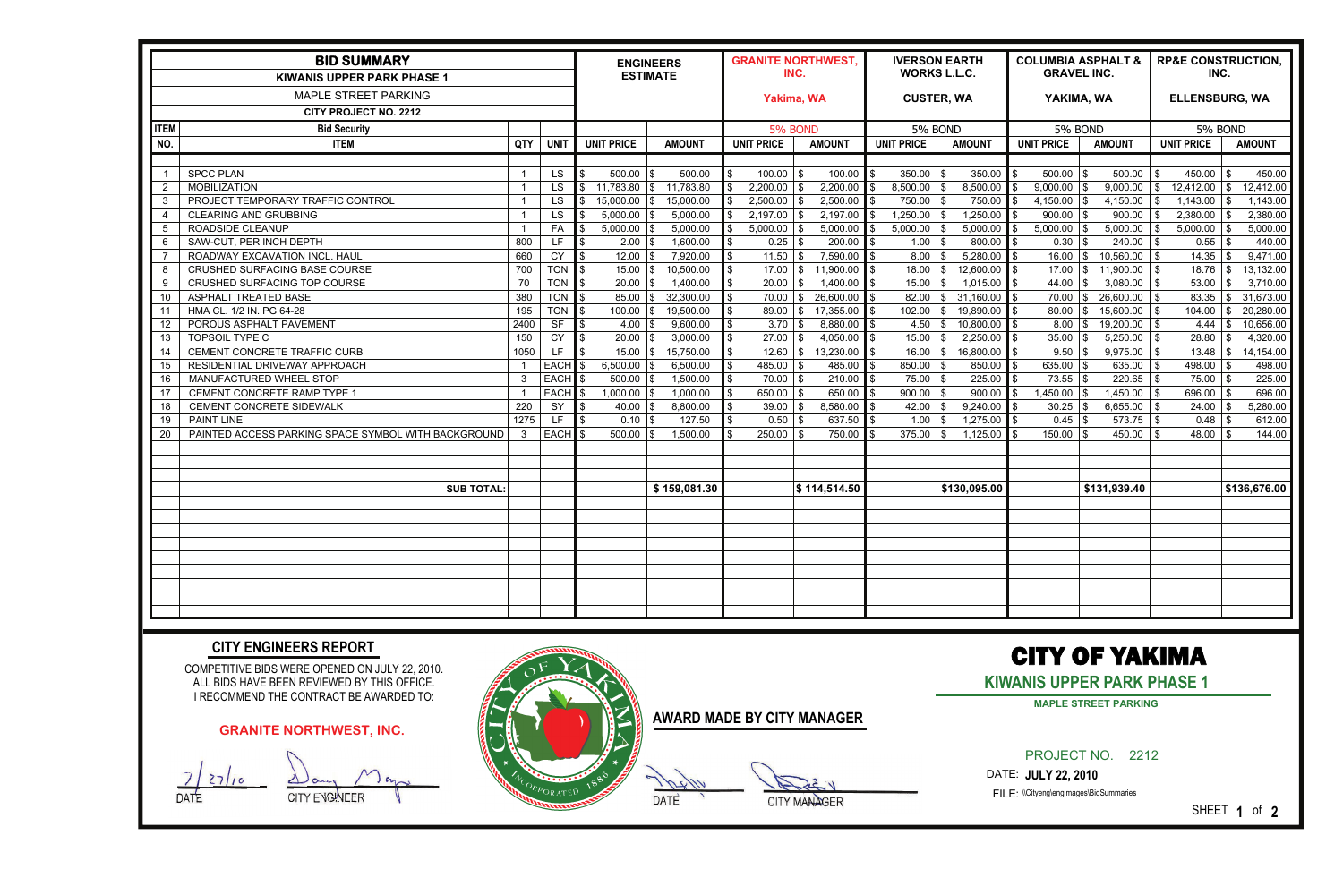# BID SUMMARY

## KIWANIS UPPER PARK PHASE 1

MAPLE STREET PARKING

CITY PROJECT NO. 2212

| ITEM NO. | Bid Security / ITEM | QTY | UNIT | ENGINEERS ESTIMATE UNIT PRICE | ENGINEERS ESTIMATE AMOUNT | GRANITE NORTHWEST, INC. Yakima, WA (5% BOND) UNIT PRICE | GRANITE NORTHWEST, INC. AMOUNT | IVERSON EARTH WORKS L.L.C. CUSTER, WA (5% BOND) UNIT PRICE | IVERSON EARTH WORKS L.L.C. AMOUNT | COLUMBIA ASPHALT & GRAVEL INC. YAKIMA, WA (5% BOND) UNIT PRICE | COLUMBIA ASPHALT & GRAVEL INC. AMOUNT | RP&E CONSTRUCTION, INC. ELLENSBURG, WA (5% BOND) UNIT PRICE | RP&E CONSTRUCTION, INC. AMOUNT |
|---|---|---|---|---|---|---|---|---|---|---|---|---|---|
| 1 | SPCC PLAN | 1 | LS | $ 500.00 | $ 500.00 | $ 100.00 | $ 100.00 | $ 350.00 | $ 350.00 | $ 500.00 | $ 500.00 | $ 450.00 | $ 450.00 |
| 2 | MOBILIZATION | 1 | LS | $ 11,783.80 | $ 11,783.80 | $ 2,200.00 | $ 2,200.00 | $ 8,500.00 | $ 8,500.00 | $ 9,000.00 | $ 9,000.00 | $ 12,412.00 | $ 12,412.00 |
| 3 | PROJECT TEMPORARY TRAFFIC CONTROL | 1 | LS | $ 15,000.00 | $ 15,000.00 | $ 2,500.00 | $ 2,500.00 | $ 750.00 | $ 750.00 | $ 4,150.00 | $ 4,150.00 | $ 1,143.00 | $ 1,143.00 |
| 4 | CLEARING AND GRUBBING | 1 | LS | $ 5,000.00 | $ 5,000.00 | $ 2,197.00 | $ 2,197.00 | $ 1,250.00 | $ 1,250.00 | $ 900.00 | $ 900.00 | $ 2,380.00 | $ 2,380.00 |
| 5 | ROADSIDE CLEANUP | 1 | FA | $ 5,000.00 | $ 5,000.00 | $ 5,000.00 | $ 5,000.00 | $ 5,000.00 | $ 5,000.00 | $ 5,000.00 | $ 5,000.00 | $ 5,000.00 | $ 5,000.00 |
| 6 | SAW-CUT, PER INCH DEPTH | 800 | LF | $ 2.00 | $ 1,600.00 | $ 0.25 | $ 200.00 | $ 1.00 | $ 800.00 | $ 0.30 | $ 240.00 | $ 0.55 | $ 440.00 |
| 7 | ROADWAY EXCAVATION INCL. HAUL | 660 | CY | $ 12.00 | $ 7,920.00 | $ 11.50 | $ 7,590.00 | $ 8.00 | $ 5,280.00 | $ 16.00 | $ 10,560.00 | $ 14.35 | $ 9,471.00 |
| 8 | CRUSHED SURFACING BASE COURSE | 700 | TON | $ 15.00 | $ 10,500.00 | $ 17.00 | $ 11,900.00 | $ 18.00 | $ 12,600.00 | $ 17.00 | $ 11,900.00 | $ 18.76 | $ 13,132.00 |
| 9 | CRUSHED SURFACING TOP COURSE | 70 | TON | $ 20.00 | $ 1,400.00 | $ 20.00 | $ 1,400.00 | $ 15.00 | $ 1,015.00 | $ 44.00 | $ 3,080.00 | $ 53.00 | $ 3,710.00 |
| 10 | ASPHALT TREATED BASE | 380 | TON | $ 85.00 | $ 32,300.00 | $ 70.00 | $ 26,600.00 | $ 82.00 | $ 31,160.00 | $ 70.00 | $ 26,600.00 | $ 83.35 | $ 31,673.00 |
| 11 | HMA CL. 1/2 IN. PG 64-28 | 195 | TON | $ 100.00 | $ 19,500.00 | $ 89.00 | $ 17,355.00 | $ 102.00 | $ 19,890.00 | $ 80.00 | $ 15,600.00 | $ 104.00 | $ 20,280.00 |
| 12 | POROUS ASPHALT PAVEMENT | 2400 | SF | $ 4.00 | $ 9,600.00 | $ 3.70 | $ 8,880.00 | $ 4.50 | $ 10,800.00 | $ 8.00 | $ 19,200.00 | $ 4.44 | $ 10,656.00 |
| 13 | TOPSOIL TYPE C | 150 | CY | $ 20.00 | $ 3,000.00 | $ 27.00 | $ 4,050.00 | $ 15.00 | $ 2,250.00 | $ 35.00 | $ 5,250.00 | $ 28.80 | $ 4,320.00 |
| 14 | CEMENT CONCRETE TRAFFIC CURB | 1050 | LF | $ 15.00 | $ 15,750.00 | $ 12.60 | $ 13,230.00 | $ 16.00 | $ 16,800.00 | $ 9.50 | $ 9,975.00 | $ 13.48 | $ 14,154.00 |
| 15 | RESIDENTIAL DRIVEWAY APPROACH | 1 | EACH | $ 6,500.00 | $ 6,500.00 | $ 485.00 | $ 485.00 | $ 850.00 | $ 850.00 | $ 635.00 | $ 635.00 | $ 498.00 | $ 498.00 |
| 16 | MANUFACTURED WHEEL STOP | 3 | EACH | $ 500.00 | $ 1,500.00 | $ 70.00 | $ 210.00 | $ 75.00 | $ 225.00 | $ 73.55 | $ 220.65 | $ 75.00 | $ 225.00 |
| 17 | CEMENT CONCRETE RAMP TYPE 1 | 1 | EACH | $ 1,000.00 | $ 1,000.00 | $ 650.00 | $ 650.00 | $ 900.00 | $ 900.00 | $ 1,450.00 | $ 1,450.00 | $ 696.00 | $ 696.00 |
| 18 | CEMENT CONCRETE SIDEWALK | 220 | SY | $ 40.00 | $ 8,800.00 | $ 39.00 | $ 8,580.00 | $ 42.00 | $ 9,240.00 | $ 30.25 | $ 6,655.00 | $ 24.00 | $ 5,280.00 |
| 19 | PAINT LINE | 1275 | LF | $ 0.10 | $ 127.50 | $ 0.50 | $ 637.50 | $ 1.00 | $ 1,275.00 | $ 0.45 | $ 573.75 | $ 0.48 | $ 612.00 |
| 20 | PAINTED ACCESS PARKING SPACE SYMBOL WITH BACKGROUND | 3 | EACH | $ 500.00 | $ 1,500.00 | $ 250.00 | $ 750.00 | $ 375.00 | $ 1,125.00 | $ 150.00 | $ 450.00 | $ 48.00 | $ 144.00 |
| | **SUB TOTAL:** | | | | **$ 159,081.30** | | **$ 114,514.50** | | **$130,095.00** | | **$131,939.40** | | **$136,676.00** |

## CITY ENGINEERS REPORT

COMPETITIVE BIDS WERE OPENED ON JULY 22, 2010.
ALL BIDS HAVE BEEN REVIEWED BY THIS OFFICE.
I RECOMMEND THE CONTRACT BE AWARDED TO:

**GRANITE NORTHWEST, INC.**

7/27/10 — DATE

CITY ENGINEER

**AWARD MADE BY CITY MANAGER**

DATE

CITY MANAGER

# CITY OF YAKIMA

## KIWANIS UPPER PARK PHASE 1

**MAPLE STREET PARKING**

PROJECT NO. 2212

DATE: **JULY 22, 2010**

FILE: \\Cityeng\engimages\BidSummaries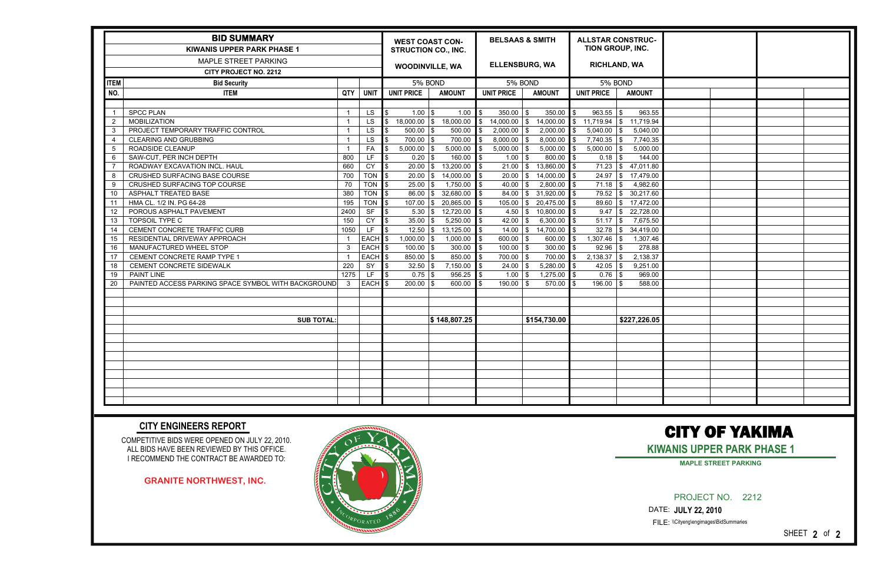# BID SUMMARY

## KIWANIS UPPER PARK PHASE 1

MAPLE STREET PARKING

**CITY PROJECT NO. 2212**

| ITEM NO. | ITEM | QTY | UNIT | WEST COAST CONSTRUCTION CO., INC. — WOODINVILLE, WA — UNIT PRICE | AMOUNT | BELSAAS & SMITH — ELLENSBURG, WA — UNIT PRICE | AMOUNT | ALLSTAR CONSTRUCTION GROUP, INC. — RICHLAND, WA — UNIT PRICE | AMOUNT |
|---|---|---|---|---|---|---|---|---|---|
| | Bid Security | | | 5% BOND | | 5% BOND | | 5% BOND | |
| 1 | SPCC PLAN | 1 | LS | $ 1.00 | $ 1.00 | $ 350.00 | $ 350.00 | $ 963.55 | $ 963.55 |
| 2 | MOBILIZATION | 1 | LS | $ 18,000.00 | $ 18,000.00 | $ 14,000.00 | $ 14,000.00 | $ 11,719.94 | $ 11,719.94 |
| 3 | PROJECT TEMPORARY TRAFFIC CONTROL | 1 | LS | $ 500.00 | $ 500.00 | $ 2,000.00 | $ 2,000.00 | $ 5,040.00 | $ 5,040.00 |
| 4 | CLEARING AND GRUBBING | 1 | LS | $ 700.00 | $ 700.00 | $ 8,000.00 | $ 8,000.00 | $ 7,740.35 | $ 7,740.35 |
| 5 | ROADSIDE CLEANUP | 1 | FA | $ 5,000.00 | $ 5,000.00 | $ 5,000.00 | $ 5,000.00 | $ 5,000.00 | $ 5,000.00 |
| 6 | SAW-CUT, PER INCH DEPTH | 800 | LF | $ 0.20 | $ 160.00 | $ 1.00 | $ 800.00 | $ 0.18 | $ 144.00 |
| 7 | ROADWAY EXCAVATION INCL. HAUL | 660 | CY | $ 20.00 | $ 13,200.00 | $ 21.00 | $ 13,860.00 | $ 71.23 | $ 47,011.80 |
| 8 | CRUSHED SURFACING BASE COURSE | 700 | TON | $ 20.00 | $ 14,000.00 | $ 20.00 | $ 14,000.00 | $ 24.97 | $ 17,479.00 |
| 9 | CRUSHED SURFACING TOP COURSE | 70 | TON | $ 25.00 | $ 1,750.00 | $ 40.00 | $ 2,800.00 | $ 71.18 | $ 4,982.60 |
| 10 | ASPHALT TREATED BASE | 380 | TON | $ 86.00 | $ 32,680.00 | $ 84.00 | $ 31,920.00 | $ 79.52 | $ 30,217.60 |
| 11 | HMA CL. 1/2 IN. PG 64-28 | 195 | TON | $ 107.00 | $ 20,865.00 | $ 105.00 | $ 20,475.00 | $ 89.60 | $ 17,472.00 |
| 12 | POROUS ASPHALT PAVEMENT | 2400 | SF | $ 5.30 | $ 12,720.00 | $ 4.50 | $ 10,800.00 | $ 9.47 | $ 22,728.00 |
| 13 | TOPSOIL TYPE C | 150 | CY | $ 35.00 | $ 5,250.00 | $ 42.00 | $ 6,300.00 | $ 51.17 | $ 7,675.50 |
| 14 | CEMENT CONCRETE TRAFFIC CURB | 1050 | LF | $ 12.50 | $ 13,125.00 | $ 14.00 | $ 14,700.00 | $ 32.78 | $ 34,419.00 |
| 15 | RESIDENTIAL DRIVEWAY APPROACH | 1 | EACH | $ 1,000.00 | $ 1,000.00 | $ 600.00 | $ 600.00 | $ 1,307.46 | $ 1,307.46 |
| 16 | MANUFACTURED WHEEL STOP | 3 | EACH | $ 100.00 | $ 300.00 | $ 100.00 | $ 300.00 | $ 92.96 | $ 278.88 |
| 17 | CEMENT CONCRETE RAMP TYPE 1 | 1 | EACH | $ 850.00 | $ 850.00 | $ 700.00 | $ 700.00 | $ 2,138.37 | $ 2,138.37 |
| 18 | CEMENT CONCRETE SIDEWALK | 220 | SY | $ 32.50 | $ 7,150.00 | $ 24.00 | $ 5,280.00 | $ 42.05 | $ 9,251.00 |
| 19 | PAINT LINE | 1275 | LF | $ 0.75 | $ 956.25 | $ 1.00 | $ 1,275.00 | $ 0.76 | $ 969.00 |
| 20 | PAINTED ACCESS PARKING SPACE SYMBOL WITH BACKGROUND | 3 | EACH | $ 200.00 | $ 600.00 | $ 190.00 | $ 570.00 | $ 196.00 | $ 588.00 |
| | **SUB TOTAL:** | | | | **$ 148,807.25** | | **$154,730.00** | | **$227,226.05** |

## CITY ENGINEERS REPORT

COMPETITIVE BIDS WERE OPENED ON JULY 22, 2010.
ALL BIDS HAVE BEEN REVIEWED BY THIS OFFICE.
I RECOMMEND THE CONTRACT BE AWARDED TO:

**GRANITE NORTHWEST, INC.**

# CITY OF YAKIMA

**KIWANIS UPPER PARK PHASE 1**

**MAPLE STREET PARKING**

PROJECT NO. 2212

DATE: **JULY 22, 2010**

FILE: \\Cityeng\engimages\BidSummaries